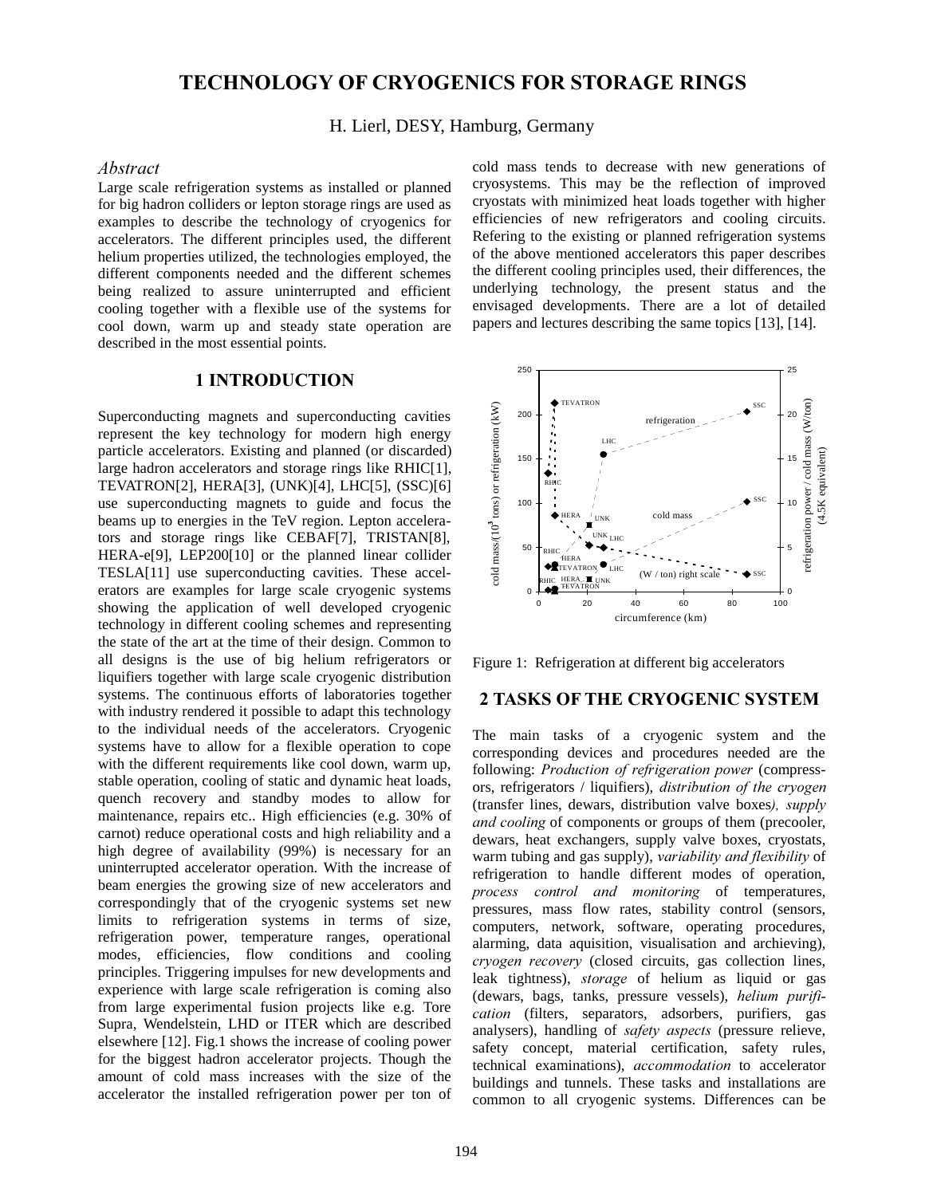# TECHNOLOGY OF CRYOGENICS FOR STORAGE RINGS

H. Lierl, DESY, Hamburg, Germany

### *Abstract*

Large scale refrigeration systems as installed or planned for big hadron colliders or lepton storage rings are used as examples to describe the technology of cryogenics for accelerators. The different principles used, the different helium properties utilized, the technologies employed, the different components needed and the different schemes being realized to assure uninterrupted and efficient cooling together with a flexible use of the systems for cool down, warm up and steady state operation are described in the most essential points.

## 1 INTRODUCTION

Superconducting magnets and superconducting cavities represent the key technology for modern high energy particle accelerators. Existing and planned (or discarded) large hadron accelerators and storage rings like RHIC[1], TEVATRON[2], HERA[3], (UNK)[4], LHC[5], (SSC)[6] use superconducting magnets to guide and focus the beams up to energies in the TeV region. Lepton accelerators and storage rings like CEBAF[7], TRISTAN[8], HERA-e[9], LEP200[10] or the planned linear collider TESLA[11] use superconducting cavities. These accelerators are examples for large scale cryogenic systems showing the application of well developed cryogenic technology in different cooling schemes and representing the state of the art at the time of their design. Common to all designs is the use of big helium refrigerators or liquifiers together with large scale cryogenic distribution systems. The continuous efforts of laboratories together with industry rendered it possible to adapt this technology to the individual needs of the accelerators. Cryogenic systems have to allow for a flexible operation to cope with the different requirements like cool down, warm up, stable operation, cooling of static and dynamic heat loads, quench recovery and standby modes to allow for maintenance, repairs etc.. High efficiencies (e.g. 30% of carnot) reduce operational costs and high reliability and a high degree of availability (99%) is necessary for an uninterrupted accelerator operation. With the increase of beam energies the growing size of new accelerators and correspondingly that of the cryogenic systems set new limits to refrigeration systems in terms of size, refrigeration power, temperature ranges, operational modes, efficiencies, flow conditions and cooling principles. Triggering impulses for new developments and experience with large scale refrigeration is coming also from large experimental fusion projects like e.g. Tore Supra, Wendelstein, LHD or ITER which are described elsewhere [12]. Fig.1 shows the increase of cooling power for the biggest hadron accelerator projects. Though the amount of cold mass increases with the size of the accelerator the installed refrigeration power per ton of cold mass tends to decrease with new generations of cryosystems. This may be the reflection of improved cryostats with minimized heat loads together with higher efficiencies of new refrigerators and cooling circuits. Refering to the existing or planned refrigeration systems of the above mentioned accelerators this paper describes the different cooling principles used, their differences, the underlying technology, the present status and the envisaged developments. There are a lot of detailed papers and lectures describing the same topics [13], [14].

Figure 1: Refrigeration at different big accelerators

## 2 TASKS OF THE CRYOGENIC SYSTEM

The main tasks of a cryogenic system and the corresponding devices and procedures needed are the following: *Production of refrigeration power* (compressors, refrigerators / liquifiers), *distribution of the cryogen* (transfer lines, dewars, distribution valve boxes), *supply and cooling* of components or groups of them (precooler, dewars, heat exchangers, supply valve boxes, cryostats, warm tubing and gas supply), *variability and flexibility* of refrigeration to handle different modes of operation, *process control and monitoring* of temperatures, pressures, mass flow rates, stability control (sensors, computers, network, software, operating procedures, alarming, data aquisition, visualisation and archieving), *cryogen recovery* (closed circuits, gas collection lines, leak tightness), *storage* of helium as liquid or gas (dewars, bags, tanks, pressure vessels), *helium purification* (filters, separators, adsorbers, purifiers, gas analysers), handling of *safety aspects* (pressure relieve, safety concept, material certification, safety rules, technical examinations), *accommodation* to accelerator buildings and tunnels. These tasks and installations are common to all cryogenic systems. Differences can be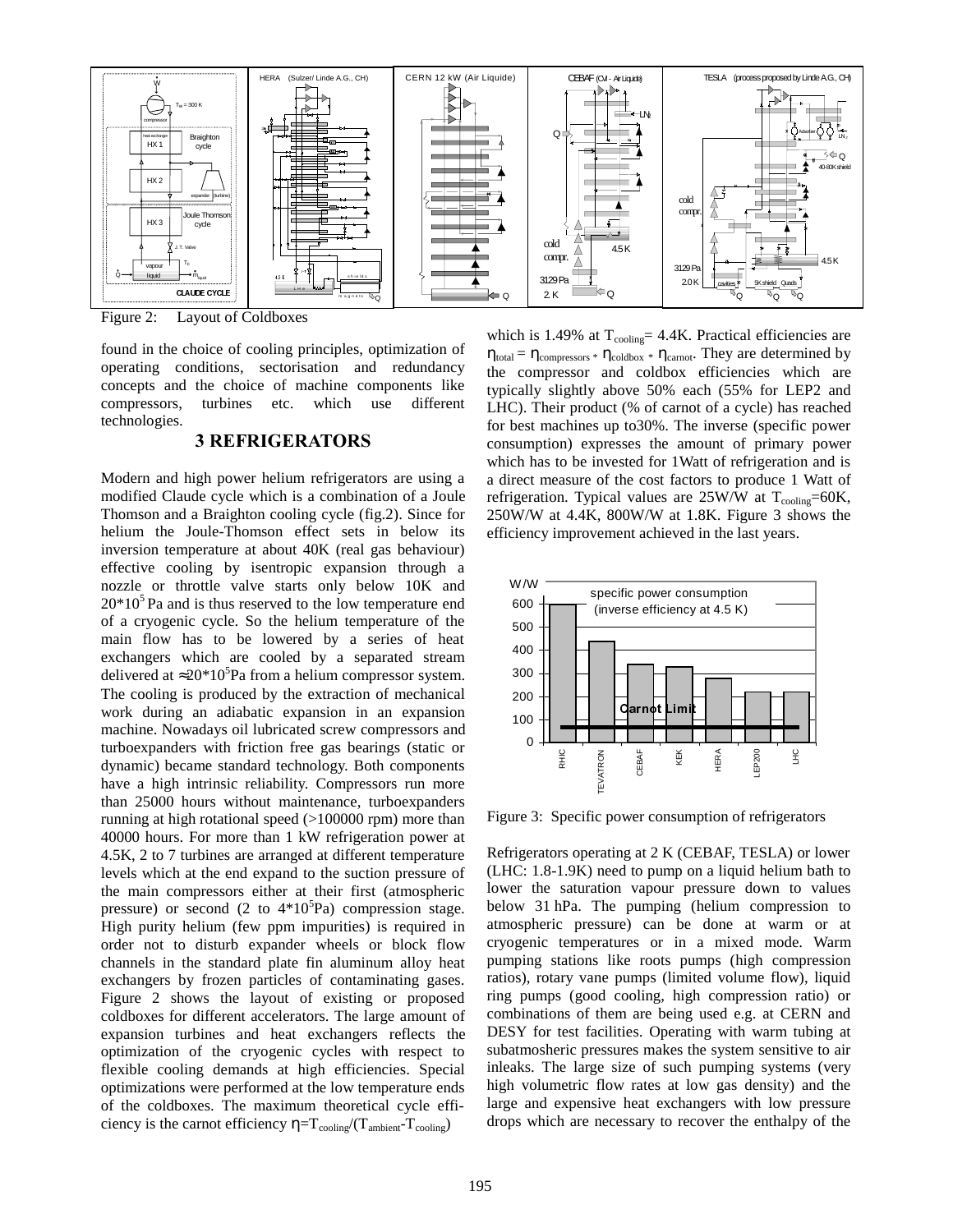Figure 2: Layout of Coldboxes

found in the choice of cooling principles, optimization of operating conditions, sectorisation and redundancy concepts and the choice of machine components like compressors, turbines etc. which use different technologies.

## 3 REFRIGERATORS

Modern and high power helium refrigerators are using a modified Claude cycle which is a combination of a Joule Thomson and a Braighton cooling cycle (fig.2). Since for helium the Joule-Thomson effect sets in below its inversion temperature at about 40K (real gas behaviour) effective cooling by isentropic expansion through a nozzle or throttle valve starts only below 10K and $20*10^5$ Pa and is thus reserved to the low temperature end of a cryogenic cycle. So the helium temperature of the main flow has to be lowered by a series of heat exchangers which are cooled by a separated stream delivered at $\approx 20*10^5$Pa from a helium compressor system. The cooling is produced by the extraction of mechanical work during an adiabatic expansion in an expansion machine. Nowadays oil lubricated screw compressors and turboexpanders with friction free gas bearings (static or dynamic) became standard technology. Both components have a high intrinsic reliability. Compressors run more than 25000 hours without maintenance, turboexpanders running at high rotational speed (>100000 rpm) more than 40000 hours. For more than 1 kW refrigeration power at 4.5K, 2 to 7 turbines are arranged at different temperature levels which at the end expand to the suction pressure of the main compressors either at their first (atmospheric pressure) or second (2 to $4*10^5$Pa) compression stage. High purity helium (few ppm impurities) is required in order not to disturb expander wheels or block flow channels in the standard plate fin aluminum alloy heat exchangers by frozen particles of contaminating gases. Figure 2 shows the layout of existing or proposed coldboxes for different accelerators. The large amount of expansion turbines and heat exchangers reflects the optimization of the cryogenic cycles with respect to flexible cooling demands at high efficiencies. Special optimizations were performed at the low temperature ends of the coldboxes. The maximum theoretical cycle efficiency is the carnot efficiency $\eta = T_{cooling}/(T_{ambient} - T_{cooling})$ which is 1.49% at $T_{cooling}$= 4.4K. Practical efficiencies are $\eta_{total} = \eta_{compressors} * \eta_{coldbox} * \eta_{carnot}$. They are determined by the compressor and coldbox efficiencies which are typically slightly above 50% each (55% for LEP2 and LHC). Their product (% of carnot of a cycle) has reached for best machines up to30%. The inverse (specific power consumption) expresses the amount of primary power which has to be invested for 1Watt of refrigeration and is a direct measure of the cost factors to produce 1 Watt of refrigeration. Typical values are 25W/W at $T_{cooling}$=60K, 250W/W at 4.4K, 800W/W at 1.8K. Figure 3 shows the efficiency improvement achieved in the last years.

Figure 3: Specific power consumption of refrigerators

Refrigerators operating at 2 K (CEBAF, TESLA) or lower (LHC: 1.8-1.9K) need to pump on a liquid helium bath to lower the saturation vapour pressure down to values below 31 hPa. The pumping (helium compression to atmospheric pressure) can be done at warm or at cryogenic temperatures or in a mixed mode. Warm pumping stations like roots pumps (high compression ratios), rotary vane pumps (limited volume flow), liquid ring pumps (good cooling, high compression ratio) or combinations of them are being used e.g. at CERN and DESY for test facilities. Operating with warm tubing at subatmosheric pressures makes the system sensitive to air inleaks. The large size of such pumping systems (very high volumetric flow rates at low gas density) and the large and expensive heat exchangers with low pressure drops which are necessary to recover the enthalpy of the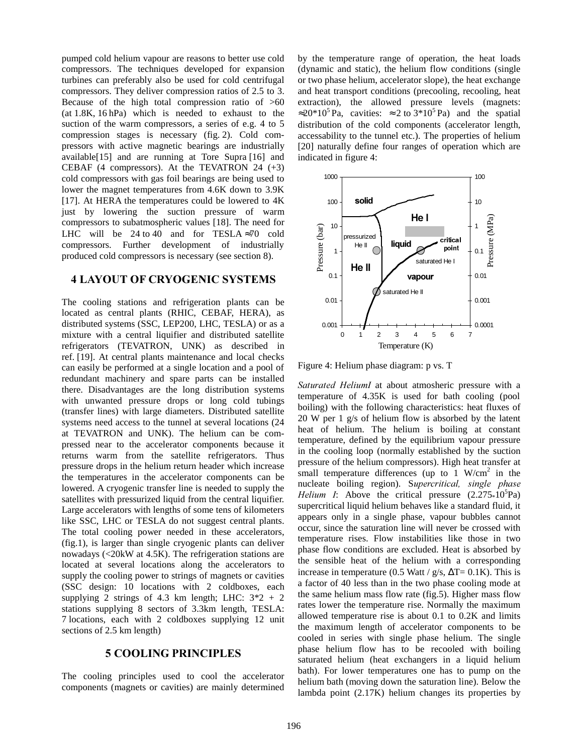pumped cold helium vapour are reasons to better use cold compressors. The techniques developed for expansion turbines can preferably also be used for cold centrifugal compressors. They deliver compression ratios of 2.5 to 3. Because of the high total compression ratio of >60 (at 1.8K, 16 hPa) which is needed to exhaust to the suction of the warm compressors, a series of e.g. 4 to 5 compression stages is necessary (fig. 2). Cold compressors with active magnetic bearings are industrially available[15] and are running at Tore Supra [16] and CEBAF (4 compressors). At the TEVATRON 24 (+3) cold compressors with gas foil bearings are being used to lower the magnet temperatures from 4.6K down to 3.9K [17]. At HERA the temperatures could be lowered to 4K just by lowering the suction pressure of warm compressors to subatmospheric values [18]. The need for LHC will be 24 to 40 and for TESLA ≈70 cold compressors. Further development of industrially produced cold compressors is necessary (see section 8).

## 4 LAYOUT OF CRYOGENIC SYSTEMS

The cooling stations and refrigeration plants can be located as central plants (RHIC, CEBAF, HERA), as distributed systems (SSC, LEP200, LHC, TESLA) or as a mixture with a central liquifier and distributed satellite refrigerators (TEVATRON, UNK) as described in ref. [19]. At central plants maintenance and local checks can easily be performed at a single location and a pool of redundant machinery and spare parts can be installed there. Disadvantages are the long distribution systems with unwanted pressure drops or long cold tubings (transfer lines) with large diameters. Distributed satellite systems need access to the tunnel at several locations (24 at TEVATRON and UNK). The helium can be compressed near to the accelerator components because it returns warm from the satellite refrigerators. Thus pressure drops in the helium return header which increase the temperatures in the accelerator components can be lowered. A cryogenic transfer line is needed to supply the satellites with pressurized liquid from the central liquifier. Large accelerators with lengths of some tens of kilometers like SSC, LHC or TESLA do not suggest central plants. The total cooling power needed in these accelerators, (fig.1), is larger than single cryogenic plants can deliver nowadays (<20kW at 4.5K). The refrigeration stations are located at several locations along the accelerators to supply the cooling power to strings of magnets or cavities (SSC design: 10 locations with 2 coldboxes, each supplying 2 strings of 4.3 km length; LHC: 3*2 + 2 stations supplying 8 sectors of 3.3km length, TESLA: 7 locations, each with 2 coldboxes supplying 12 unit sections of 2.5 km length)

## 5 COOLING PRINCIPLES

The cooling principles used to cool the accelerator components (magnets or cavities) are mainly determined by the temperature range of operation, the heat loads (dynamic and static), the helium flow conditions (single or two phase helium, accelerator slope), the heat exchange and heat transport conditions (precooling, recooling, heat extraction), the allowed pressure levels (magnets: $\approx 20*10^5$ Pa, cavities: $\approx 2$ to $3*10^5$ Pa) and the spatial distribution of the cold components (accelerator length, accessability to the tunnel etc.). The properties of helium [20] naturally define four ranges of operation which are indicated in figure 4:

Figure 4: Helium phase diagram: p vs. T

*Saturated HeliumI* at about atmosheric pressure with a temperature of 4.35K is used for bath cooling (pool boiling) with the following characteristics: heat fluxes of 20 W per 1 g/s of helium flow is absorbed by the latent heat of helium. The helium is boiling at constant temperature, defined by the equilibrium vapour pressure in the cooling loop (normally established by the suction pressure of the helium compressors). High heat transfer at small temperature differences (up to 1 W/cm$^2$ in the nucleate boiling region). S*upercritical, single phase Helium I*: Above the critical pressure ($2.275*10^5$Pa) supercritical liquid helium behaves like a standard fluid, it appears only in a single phase, vapour bubbles cannot occur, since the saturation line will never be crossed with temperature rises. Flow instabilities like those in two phase flow conditions are excluded. Heat is absorbed by the sensible heat of the helium with a corresponding increase in temperature (0.5 Watt / g/s, $\Delta$T= 0.1K). This is a factor of 40 less than in the two phase cooling mode at the same helium mass flow rate (fig.5). Higher mass flow rates lower the temperature rise. Normally the maximum allowed temperature rise is about 0.1 to 0.2K and limits the maximum length of accelerator components to be cooled in series with single phase helium. The single phase helium flow has to be recooled with boiling saturated helium (heat exchangers in a liquid helium bath). For lower temperatures one has to pump on the helium bath (moving down the saturation line). Below the lambda point (2.17K) helium changes its properties by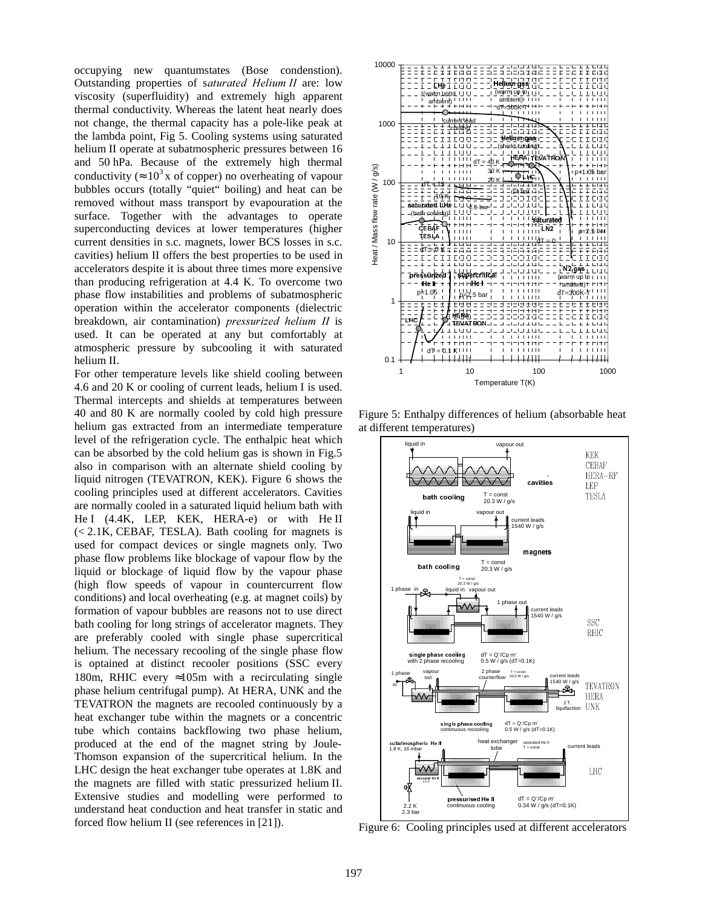occupying new quantumstates (Bose condenstion). Outstanding properties of *saturated Helium II* are: low viscosity (superfluidity) and extremely high apparent thermal conductivity. Whereas the latent heat nearly does not change, the thermal capacity has a pole-like peak at the lambda point, Fig 5. Cooling systems using saturated helium II operate at subatmospheric pressures between 16 and 50 hPa. Because of the extremely high thermal conductivity (≈$10^3$ x of copper) no overheating of vapour bubbles occurs (totally "quiet" boiling) and heat can be removed without mass transport by evapouration at the surface. Together with the advantages to operate superconducting devices at lower temperatures (higher current densities in s.c. magnets, lower BCS losses in s.c. cavities) helium II offers the best properties to be used in accelerators despite it is about three times more expensive than producing refrigeration at 4.4 K. To overcome two phase flow instabilities and problems of subatmospheric operation within the accelerator components (dielectric breakdown, air contamination) *pressurized helium II* is used. It can be operated at any but comfortably at atmospheric pressure by subcooling it with saturated helium II.

For other temperature levels like shield cooling between 4.6 and 20 K or cooling of current leads, helium I is used. Thermal intercepts and shields at temperatures between 40 and 80 K are normally cooled by cold high pressure helium gas extracted from an intermediate temperature level of the refrigeration cycle. The enthalpic heat which can be absorbed by the cold helium gas is shown in Fig.5 also in comparison with an alternate shield cooling by liquid nitrogen (TEVATRON, KEK). Figure 6 shows the cooling principles used at different accelerators. Cavities are normally cooled in a saturated liquid helium bath with He I (4.4K, LEP, KEK, HERA-e) or with He II (< 2.1K, CEBAF, TESLA). Bath cooling for magnets is used for compact devices or single magnets only. Two phase flow problems like blockage of vapour flow by the liquid or blockage of liquid flow by the vapour phase (high flow speeds of vapour in countercurrent flow conditions) and local overheating (e.g. at magnet coils) by formation of vapour bubbles are reasons not to use direct bath cooling for long strings of accelerator magnets. They are preferably cooled with single phase supercritical helium. The necessary recooling of the single phase flow is optained at distinct recooler positions (SSC every 180m, RHIC every ≈105m with a recirculating single phase helium centrifugal pump). At HERA, UNK and the TEVATRON the magnets are recooled continuously by a heat exchanger tube within the magnets or a concentric tube which contains backflowing two phase helium, produced at the end of the magnet string by Joule-Thomson expansion of the supercritical helium. In the LHC design the heat exchanger tube operates at 1.8K and the magnets are filled with static pressurized helium II. Extensive studies and modelling were performed to understand heat conduction and heat transfer in static and forced flow helium II (see references in [21]).

Figure 5: Enthalpy differences of helium (absorbable heat at different temperatures)

Figure 6: Cooling principles used at different accelerators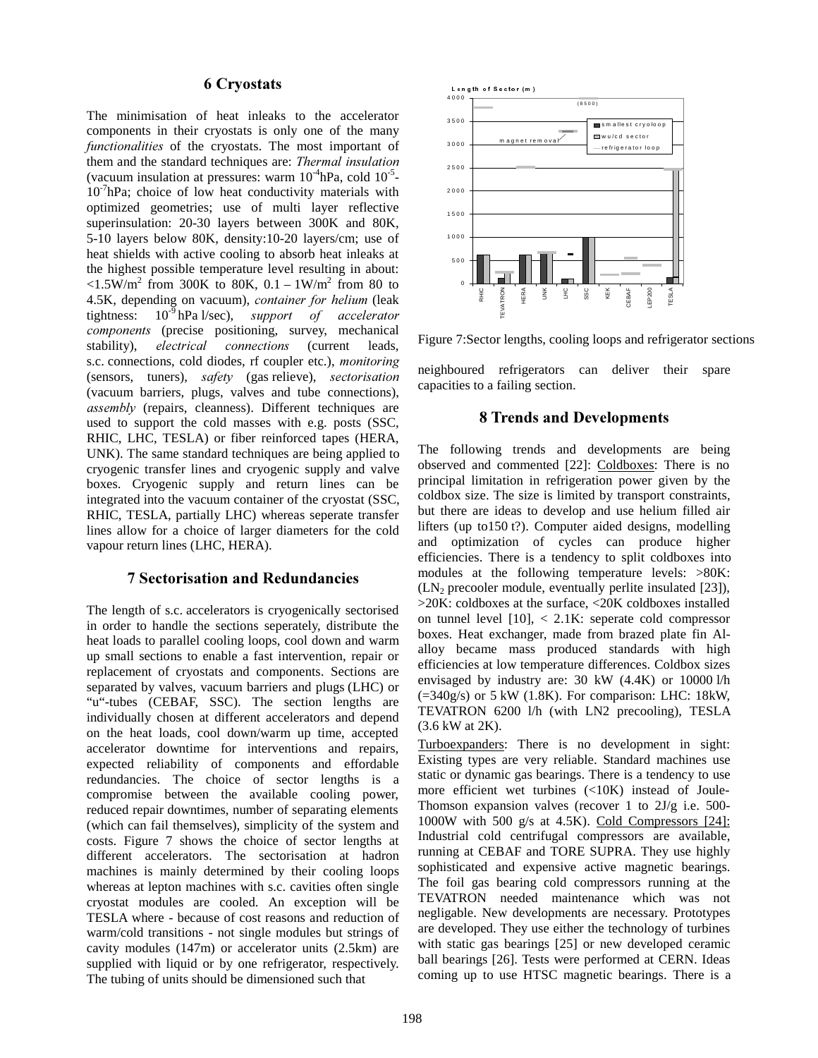## 6 Cryostats

The minimisation of heat inleaks to the accelerator components in their cryostats is only one of the many *functionalities* of the cryostats. The most important of them and the standard techniques are: *Thermal insulation* (vacuum insulation at pressures: warm $10^{-4}$hPa, cold $10^{-5}$-$10^{-7}$hPa; choice of low heat conductivity materials with optimized geometries; use of multi layer reflective superinsulation: 20-30 layers between 300K and 80K, 5-10 layers below 80K, density:10-20 layers/cm; use of heat shields with active cooling to absorb heat inleaks at the highest possible temperature level resulting in about: $<1.5\text{W/m}^2$ from 300K to 80K, $0.1 - 1\text{W/m}^2$ from 80 to 4.5K, depending on vacuum), *container for helium* (leak tightness: $10^{-9}$ hPa l/sec), *support of accelerator components* (precise positioning, survey, mechanical stability), *electrical connections* (current leads, s.c. connections, cold diodes, rf coupler etc.), *monitoring* (sensors, tuners), *safety* (gas relieve), *sectorisation* (vacuum barriers, plugs, valves and tube connections), *assembly* (repairs, cleanness). Different techniques are used to support the cold masses with e.g. posts (SSC, RHIC, LHC, TESLA) or fiber reinforced tapes (HERA, UNK). The same standard techniques are being applied to cryogenic transfer lines and cryogenic supply and valve boxes. Cryogenic supply and return lines can be integrated into the vacuum container of the cryostat (SSC, RHIC, TESLA, partially LHC) whereas seperate transfer lines allow for a choice of larger diameters for the cold vapour return lines (LHC, HERA).

## 7 Sectorisation and Redundancies

The length of s.c. accelerators is cryogenically sectorised in order to handle the sections seperately, distribute the heat loads to parallel cooling loops, cool down and warm up small sections to enable a fast intervention, repair or replacement of cryostats and components. Sections are separated by valves, vacuum barriers and plugs (LHC) or "u"-tubes (CEBAF, SSC). The section lengths are individually chosen at different accelerators and depend on the heat loads, cool down/warm up time, accepted accelerator downtime for interventions and repairs, expected reliability of components and effordable redundancies. The choice of sector lengths is a compromise between the available cooling power, reduced repair downtimes, number of separating elements (which can fail themselves), simplicity of the system and costs. Figure 7 shows the choice of sector lengths at different accelerators. The sectorisation at hadron machines is mainly determined by their cooling loops whereas at lepton machines with s.c. cavities often single cryostat modules are cooled. An exception will be TESLA where - because of cost reasons and reduction of warm/cold transitions - not single modules but strings of cavity modules (147m) or accelerator units (2.5km) are supplied with liquid or by one refrigerator, respectively. The tubing of units should be dimensioned such that neighboured refrigerators can deliver their spare capacities to a failing section.

Figure 7:Sector lengths, cooling loops and refrigerator sections

## 8 Trends and Developments

The following trends and developments are being observed and commented [22]: Coldboxes: There is no principal limitation in refrigeration power given by the coldbox size. The size is limited by transport constraints, but there are ideas to develop and use helium filled air lifters (up to150 t?). Computer aided designs, modelling and optimization of cycles can produce higher efficiencies. There is a tendency to split coldboxes into modules at the following temperature levels: >80K: ($LN_2$ precooler module, eventually perlite insulated [23]), >20K: coldboxes at the surface, <20K coldboxes installed on tunnel level [10], < 2.1K: seperate cold compressor boxes. Heat exchanger, made from brazed plate fin Al-alloy became mass produced standards with high efficiencies at low temperature differences. Coldbox sizes envisaged by industry are: 30 kW (4.4K) or 10000 l/h (=340g/s) or 5 kW (1.8K). For comparison: LHC: 18kW, TEVATRON 6200 l/h (with LN2 precooling), TESLA (3.6 kW at 2K).

Turboexpanders: There is no development in sight: Existing types are very reliable. Standard machines use static or dynamic gas bearings. There is a tendency to use more efficient wet turbines (<10K) instead of Joule-Thomson expansion valves (recover 1 to 2J/g i.e. 500-1000W with 500 g/s at 4.5K). Cold Compressors [24]: Industrial cold centrifugal compressors are available, running at CEBAF and TORE SUPRA. They use highly sophisticated and expensive active magnetic bearings. The foil gas bearing cold compressors running at the TEVATRON needed maintenance which was not negligable. New developments are necessary. Prototypes are developed. They use either the technology of turbines with static gas bearings [25] or new developed ceramic ball bearings [26]. Tests were performed at CERN. Ideas coming up to use HTSC magnetic bearings. There is a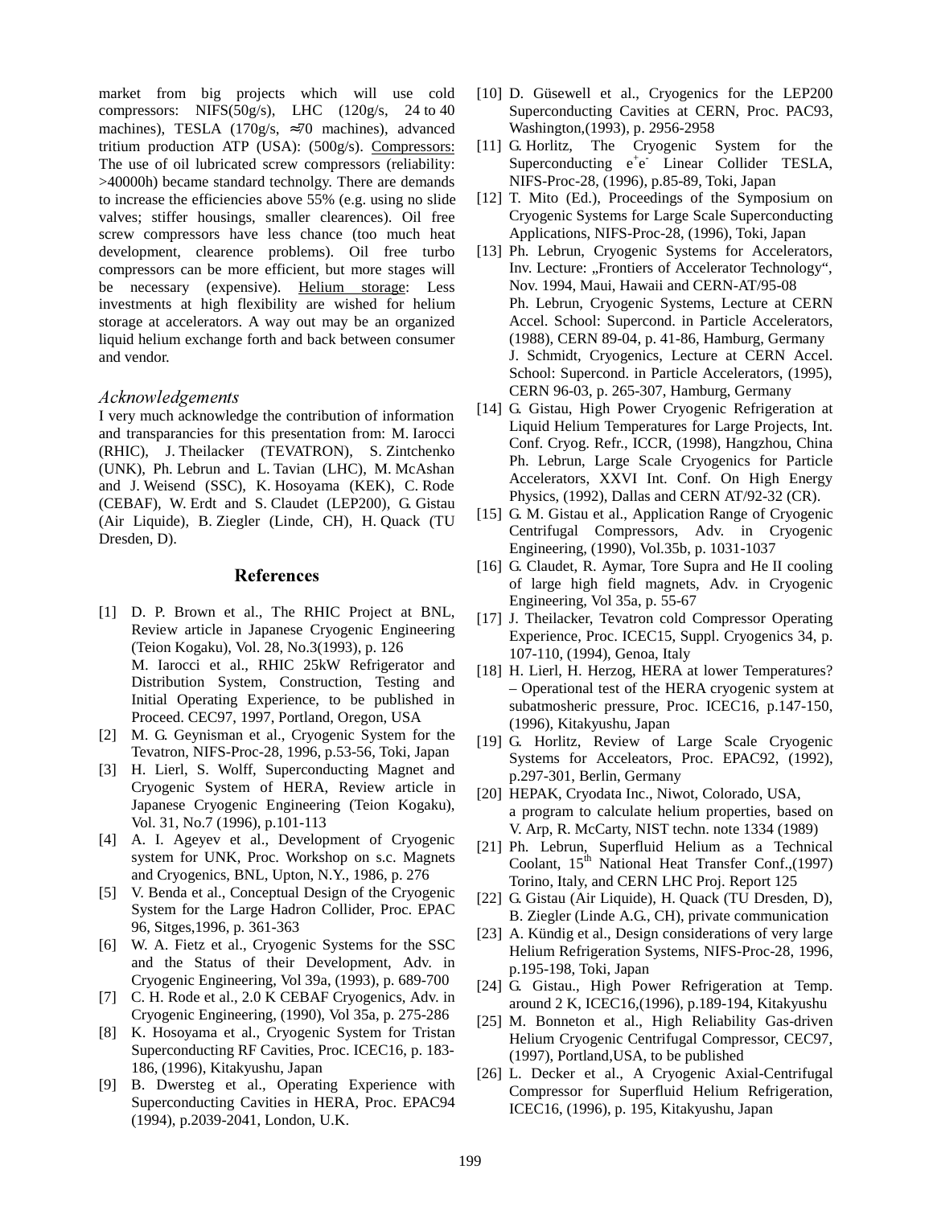market from big projects which will use cold compressors: NIFS(50g/s), LHC (120g/s, 24 to 40 machines), TESLA (170g/s, ≈70 machines), advanced tritium production ATP (USA): (500g/s). Compressors: The use of oil lubricated screw compressors (reliability: >40000h) became standard technolgy. There are demands to increase the efficiencies above 55% (e.g. using no slide valves; stiffer housings, smaller clearences). Oil free screw compressors have less chance (too much heat development, clearence problems). Oil free turbo compressors can be more efficient, but more stages will be necessary (expensive). Helium storage: Less investments at high flexibility are wished for helium storage at accelerators. A way out may be an organized liquid helium exchange forth and back between consumer and vendor.

### *Acknowledgements*

I very much acknowledge the contribution of information and transparancies for this presentation from: M. Iarocci (RHIC), J. Theilacker (TEVATRON), S. Zintchenko (UNK), Ph. Lebrun and L. Tavian (LHC), M. McAshan and J. Weisend (SSC), K. Hosoyama (KEK), C. Rode (CEBAF), W. Erdt and S. Claudet (LEP200), G. Gistau (Air Liquide), B. Ziegler (Linde, CH), H. Quack (TU Dresden, D).

## References

[1] D. P. Brown et al., The RHIC Project at BNL, Review article in Japanese Cryogenic Engineering (Teion Kogaku), Vol. 28, No.3(1993), p. 126
M. Iarocci et al., RHIC 25kW Refrigerator and Distribution System, Construction, Testing and Initial Operating Experience, to be published in Proceed. CEC97, 1997, Portland, Oregon, USA

[2] M. G. Geynisman et al., Cryogenic System for the Tevatron, NIFS-Proc-28, 1996, p.53-56, Toki, Japan

[3] H. Lierl, S. Wolff, Superconducting Magnet and Cryogenic System of HERA, Review article in Japanese Cryogenic Engineering (Teion Kogaku), Vol. 31, No.7 (1996), p.101-113

[4] A. I. Ageyev et al., Development of Cryogenic system for UNK, Proc. Workshop on s.c. Magnets and Cryogenics, BNL, Upton, N.Y., 1986, p. 276

[5] V. Benda et al., Conceptual Design of the Cryogenic System for the Large Hadron Collider, Proc. EPAC 96, Sitges,1996, p. 361-363

[6] W. A. Fietz et al., Cryogenic Systems for the SSC and the Status of their Development, Adv. in Cryogenic Engineering, Vol 39a, (1993), p. 689-700

[7] C. H. Rode et al., 2.0 K CEBAF Cryogenics, Adv. in Cryogenic Engineering, (1990), Vol 35a, p. 275-286

[8] K. Hosoyama et al., Cryogenic System for Tristan Superconducting RF Cavities, Proc. ICEC16, p. 183-186, (1996), Kitakyushu, Japan

[9] B. Dwersteg et al., Operating Experience with Superconducting Cavities in HERA, Proc. EPAC94 (1994), p.2039-2041, London, U.K.

[10] D. Güsewell et al., Cryogenics for the LEP200 Superconducting Cavities at CERN, Proc. PAC93, Washington,(1993), p. 2956-2958

[11] G. Horlitz, The Cryogenic System for the Superconducting $e^+e^-$ Linear Collider TESLA, NIFS-Proc-28, (1996), p.85-89, Toki, Japan

[12] T. Mito (Ed.), Proceedings of the Symposium on Cryogenic Systems for Large Scale Superconducting Applications, NIFS-Proc-28, (1996), Toki, Japan

[13] Ph. Lebrun, Cryogenic Systems for Accelerators, Inv. Lecture: „Frontiers of Accelerator Technology“, Nov. 1994, Maui, Hawaii and CERN-AT/95-08
Ph. Lebrun, Cryogenic Systems, Lecture at CERN Accel. School: Supercond. in Particle Accelerators, (1988), CERN 89-04, p. 41-86, Hamburg, Germany
J. Schmidt, Cryogenics, Lecture at CERN Accel. School: Supercond. in Particle Accelerators, (1995), CERN 96-03, p. 265-307, Hamburg, Germany

[14] G. Gistau, High Power Cryogenic Refrigeration at Liquid Helium Temperatures for Large Projects, Int. Conf. Cryog. Refr., ICCR, (1998), Hangzhou, China
Ph. Lebrun, Large Scale Cryogenics for Particle Accelerators, XXVI Int. Conf. On High Energy Physics, (1992), Dallas and CERN AT/92-32 (CR).

[15] G. M. Gistau et al., Application Range of Cryogenic Centrifugal Compressors, Adv. in Cryogenic Engineering, (1990), Vol.35b, p. 1031-1037

[16] G. Claudet, R. Aymar, Tore Supra and He II cooling of large high field magnets, Adv. in Cryogenic Engineering, Vol 35a, p. 55-67

[17] J. Theilacker, Tevatron cold Compressor Operating Experience, Proc. ICEC15, Suppl. Cryogenics 34, p. 107-110, (1994), Genoa, Italy

[18] H. Lierl, H. Herzog, HERA at lower Temperatures? – Operational test of the HERA cryogenic system at subatmosheric pressure, Proc. ICEC16, p.147-150, (1996), Kitakyushu, Japan

[19] G. Horlitz, Review of Large Scale Cryogenic Systems for Acceleators, Proc. EPAC92, (1992), p.297-301, Berlin, Germany

[20] HEPAK, Cryodata Inc., Niwot, Colorado, USA,
a program to calculate helium properties, based on V. Arp, R. McCarty, NIST techn. note 1334 (1989)

[21] Ph. Lebrun, Superfluid Helium as a Technical Coolant, 15th National Heat Transfer Conf.,(1997) Torino, Italy, and CERN LHC Proj. Report 125

[22] G. Gistau (Air Liquide), H. Quack (TU Dresden, D), B. Ziegler (Linde A.G., CH), private communication

[23] A. Kündig et al., Design considerations of very large Helium Refrigeration Systems, NIFS-Proc-28, 1996, p.195-198, Toki, Japan

[24] G. Gistau., High Power Refrigeration at Temp. around 2 K, ICEC16,(1996), p.189-194, Kitakyushu

[25] M. Bonneton et al., High Reliability Gas-driven Helium Cryogenic Centrifugal Compressor, CEC97, (1997), Portland,USA, to be published

[26] L. Decker et al., A Cryogenic Axial-Centrifugal Compressor for Superfluid Helium Refrigeration, ICEC16, (1996), p. 195, Kitakyushu, Japan